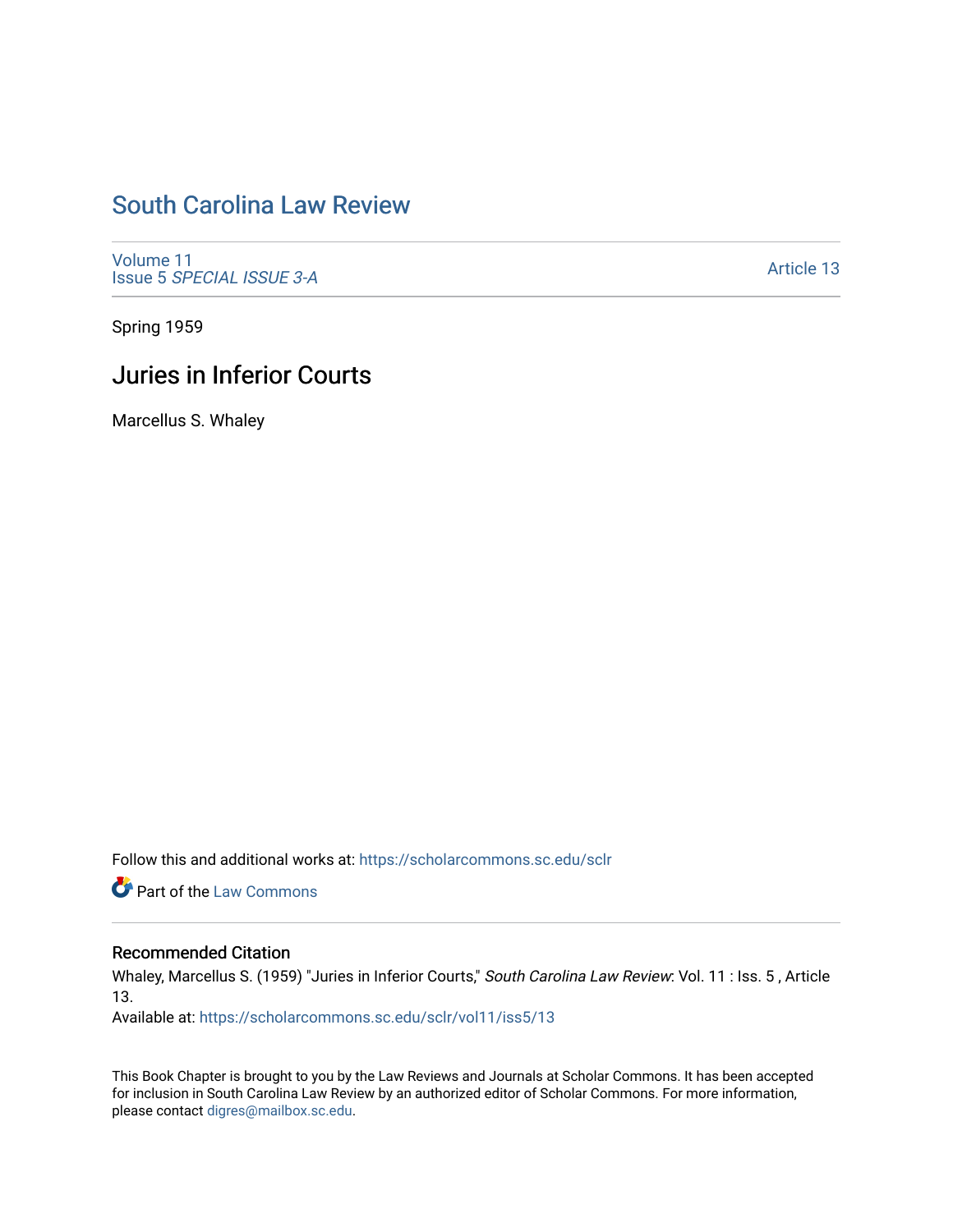# South Carolina Law Review

Volume 11
Issue 5 *SPECIAL ISSUE 3-A*

Article 13

Spring 1959

## Juries in Inferior Courts

Marcellus S. Whaley

Follow this and additional works at: https://scholarcommons.sc.edu/sclr

Part of the Law Commons

### Recommended Citation

Whaley, Marcellus S. (1959) "Juries in Inferior Courts," *South Carolina Law Review*: Vol. 11 : Iss. 5 , Article 13.

Available at: https://scholarcommons.sc.edu/sclr/vol11/iss5/13

This Book Chapter is brought to you by the Law Reviews and Journals at Scholar Commons. It has been accepted for inclusion in South Carolina Law Review by an authorized editor of Scholar Commons. For more information, please contact digres@mailbox.sc.edu.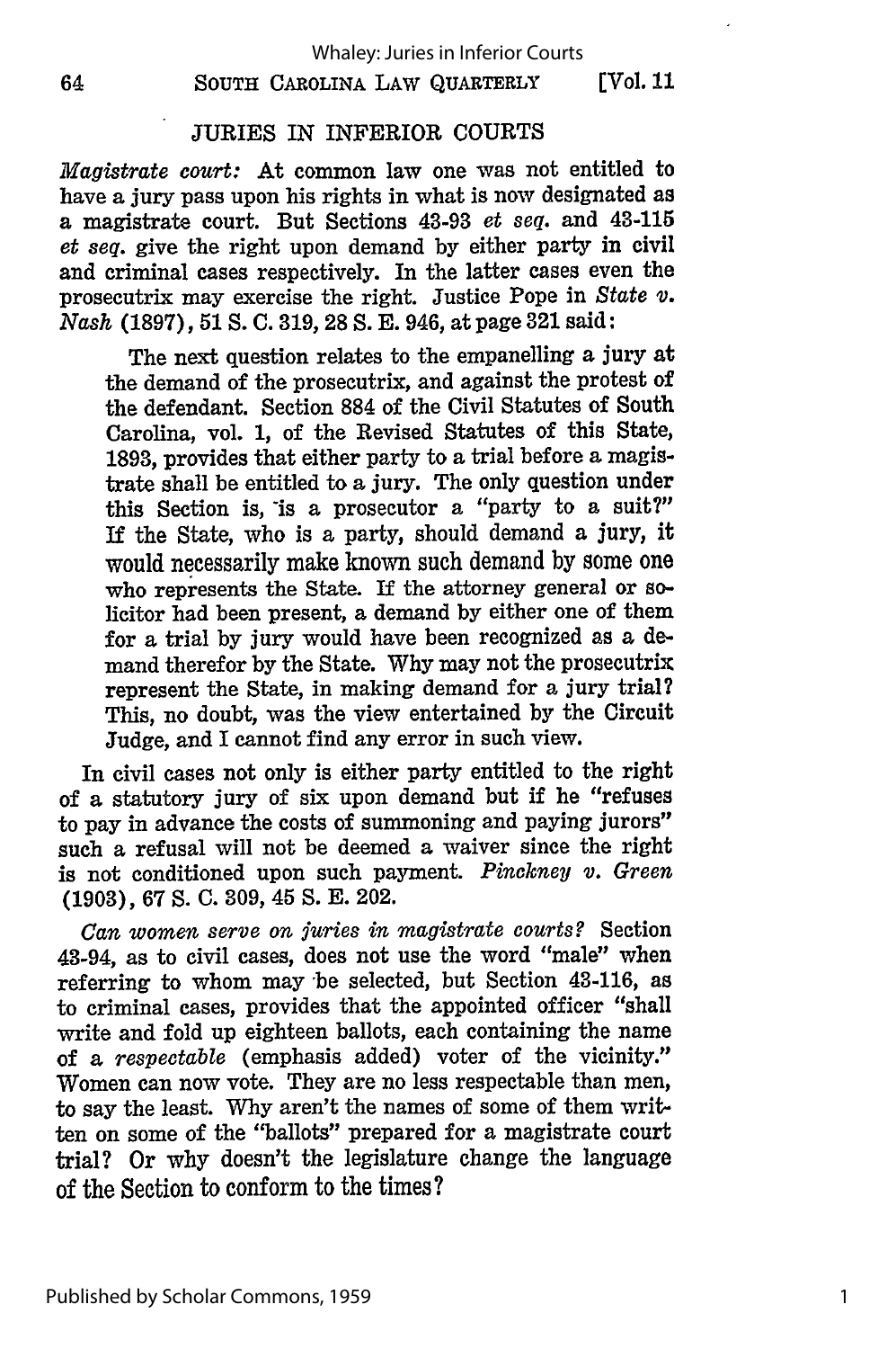## JURIES IN INFERIOR COURTS

*Magistrate court:* At common law one was not entitled to have a jury pass upon his rights in what is now designated as a magistrate court. But Sections 43-93 *et seq.* and 43-115 *et seq.* give the right upon demand by either party in civil and criminal cases respectively. In the latter cases even the prosecutrix may exercise the right. Justice Pope in *State v. Nash* (1897), 51 S. C. 319, 28 S. E. 946, at page 321 said:

> The next question relates to the empanelling a jury at the demand of the prosecutrix, and against the protest of the defendant. Section 884 of the Civil Statutes of South Carolina, vol. 1, of the Revised Statutes of this State, 1893, provides that either party to a trial before a magistrate shall be entitled to a jury. The only question under this Section is, is a prosecutor a "party to a suit?" If the State, who is a party, should demand a jury, it would necessarily make known such demand by some one who represents the State. If the attorney general or solicitor had been present, a demand by either one of them for a trial by jury would have been recognized as a demand therefor by the State. Why may not the prosecutrix represent the State, in making demand for a jury trial? This, no doubt, was the view entertained by the Circuit Judge, and I cannot find any error in such view.

In civil cases not only is either party entitled to the right of a statutory jury of six upon demand but if he "refuses to pay in advance the costs of summoning and paying jurors" such a refusal will not be deemed a waiver since the right is not conditioned upon such payment. *Pinckney v. Green* (1903), 67 S. C. 309, 45 S. E. 202.

*Can women serve on juries in magistrate courts?* Section 43-94, as to civil cases, does not use the word "male" when referring to whom may be selected, but Section 43-116, as to criminal cases, provides that the appointed officer "shall write and fold up eighteen ballots, each containing the name of a *respectable* (emphasis added) voter of the vicinity." Women can now vote. They are no less respectable than men, to say the least. Why aren't the names of some of them written on some of the "ballots" prepared for a magistrate court trial? Or why doesn't the legislature change the language of the Section to conform to the times?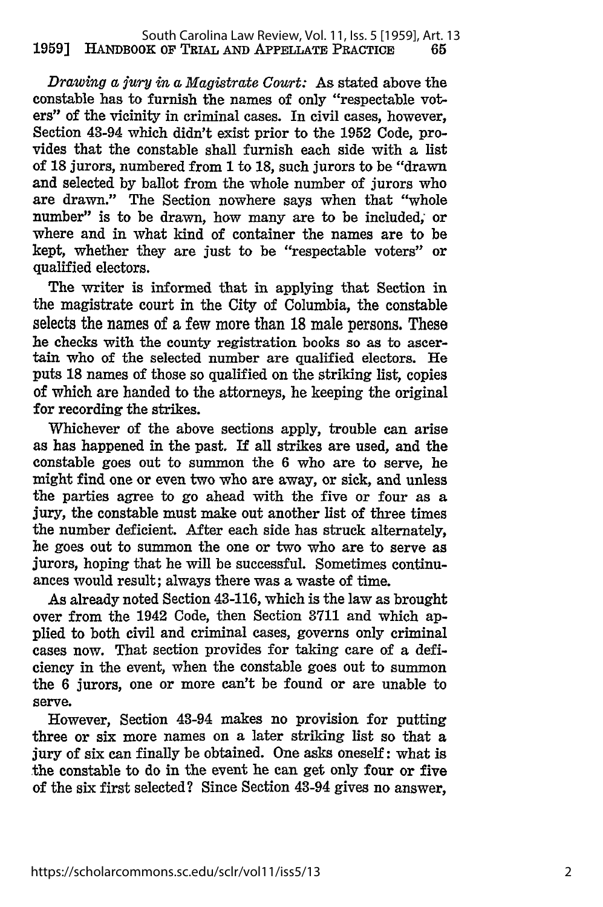*Drawing a jury in a Magistrate Court:* As stated above the constable has to furnish the names of only "respectable voters" of the vicinity in criminal cases. In civil cases, however, Section 43-94 which didn't exist prior to the 1952 Code, provides that the constable shall furnish each side with a list of 18 jurors, numbered from 1 to 18, such jurors to be "drawn and selected by ballot from the whole number of jurors who are drawn." The Section nowhere says when that "whole number" is to be drawn, how many are to be included, or where and in what kind of container the names are to be kept, whether they are just to be "respectable voters" or qualified electors.

The writer is informed that in applying that Section in the magistrate court in the City of Columbia, the constable selects the names of a few more than 18 male persons. These he checks with the county registration books so as to ascertain who of the selected number are qualified electors. He puts 18 names of those so qualified on the striking list, copies of which are handed to the attorneys, he keeping the original for recording the strikes.

Whichever of the above sections apply, trouble can arise as has happened in the past. If all strikes are used, and the constable goes out to summon the 6 who are to serve, he might find one or even two who are away, or sick, and unless the parties agree to go ahead with the five or four as a jury, the constable must make out another list of three times the number deficient. After each side has struck alternately, he goes out to summon the one or two who are to serve as jurors, hoping that he will be successful. Sometimes continuances would result; always there was a waste of time.

As already noted Section 43-116, which is the law as brought over from the 1942 Code, then Section 3711 and which applied to both civil and criminal cases, governs only criminal cases now. That section provides for taking care of a deficiency in the event, when the constable goes out to summon the 6 jurors, one or more can't be found or are unable to serve.

However, Section 43-94 makes no provision for putting three or six more names on a later striking list so that a jury of six can finally be obtained. One asks oneself: what is the constable to do in the event he can get only four or five of the six first selected? Since Section 43-94 gives no answer,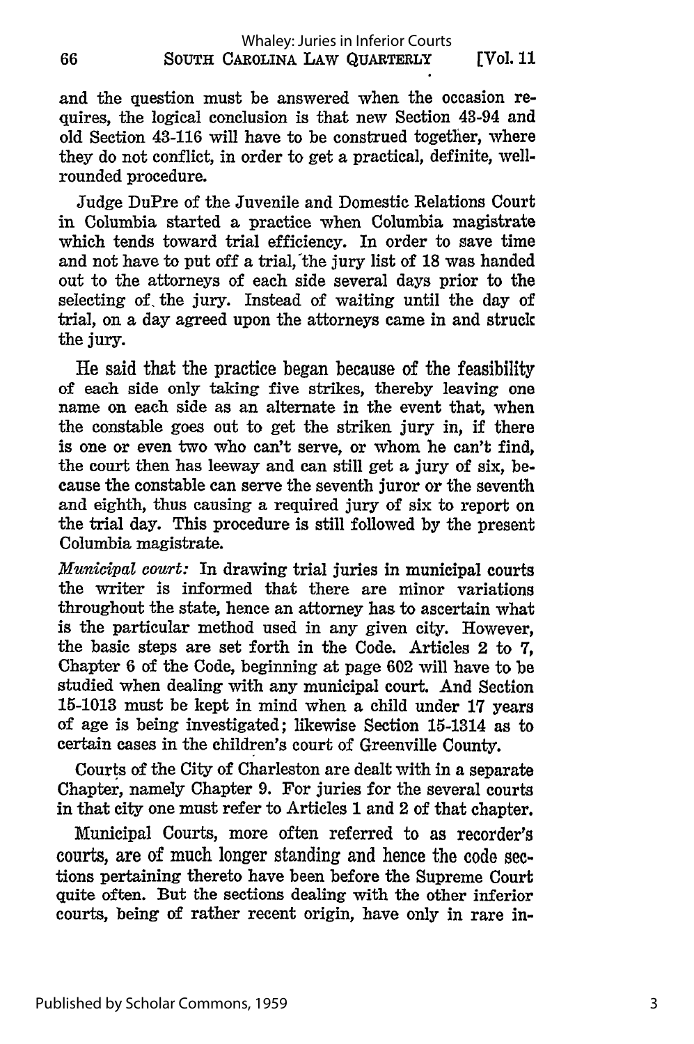and the question must be answered when the occasion requires, the logical conclusion is that new Section 43-94 and old Section 43-116 will have to be construed together, where they do not conflict, in order to get a practical, definite, well-rounded procedure.

Judge DuPre of the Juvenile and Domestic Relations Court in Columbia started a practice when Columbia magistrate which tends toward trial efficiency. In order to save time and not have to put off a trial, the jury list of 18 was handed out to the attorneys of each side several days prior to the selecting of the jury. Instead of waiting until the day of trial, on a day agreed upon the attorneys came in and struck the jury.

He said that the practice began because of the feasibility of each side only taking five strikes, thereby leaving one name on each side as an alternate in the event that, when the constable goes out to get the striken jury in, if there is one or even two who can't serve, or whom he can't find, the court then has leeway and can still get a jury of six, because the constable can serve the seventh juror or the seventh and eighth, thus causing a required jury of six to report on the trial day. This procedure is still followed by the present Columbia magistrate.

*Municipal court:* In drawing trial juries in municipal courts the writer is informed that there are minor variations throughout the state, hence an attorney has to ascertain what is the particular method used in any given city. However, the basic steps are set forth in the Code. Articles 2 to 7, Chapter 6 of the Code, beginning at page 602 will have to be studied when dealing with any municipal court. And Section 15-1013 must be kept in mind when a child under 17 years of age is being investigated; likewise Section 15-1314 as to certain cases in the children's court of Greenville County.

Courts of the City of Charleston are dealt with in a separate Chapter, namely Chapter 9. For juries for the several courts in that city one must refer to Articles 1 and 2 of that chapter.

Municipal Courts, more often referred to as recorder's courts, are of much longer standing and hence the code sections pertaining thereto have been before the Supreme Court quite often. But the sections dealing with the other inferior courts, being of rather recent origin, have only in rare in-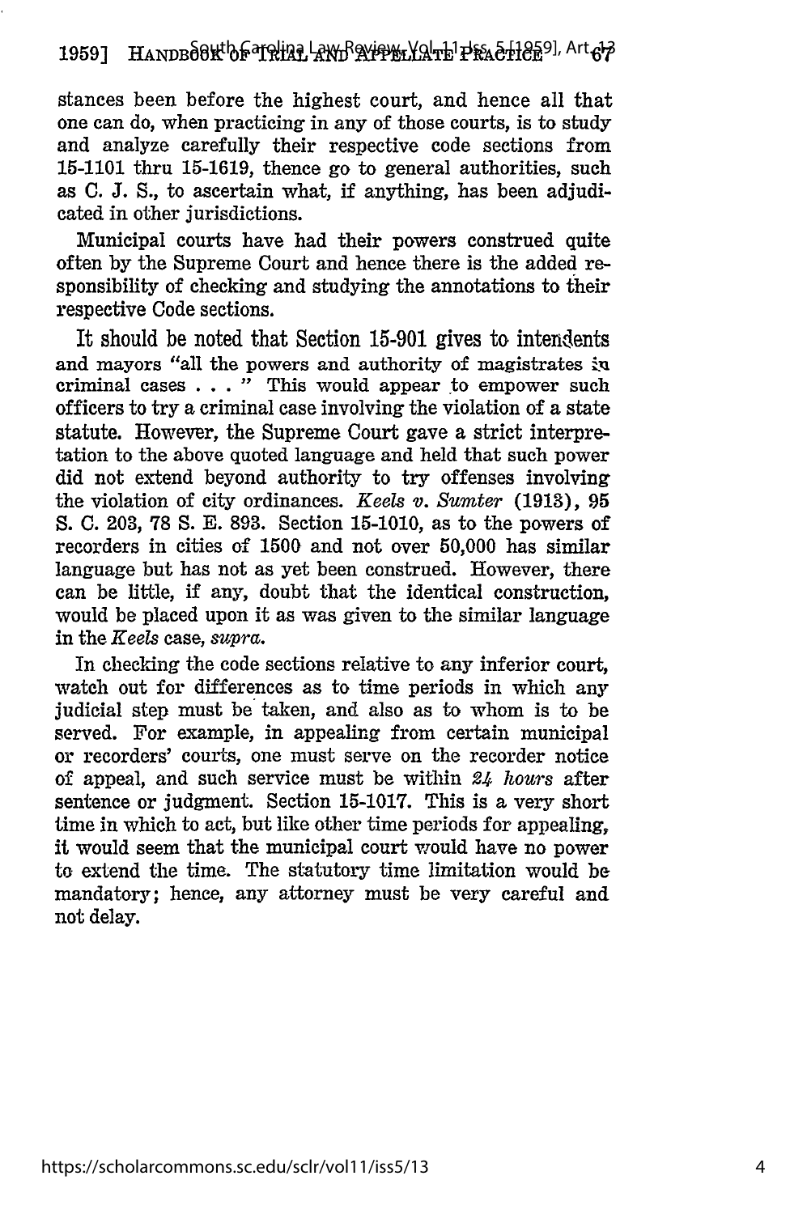stances been before the highest court, and hence all that one can do, when practicing in any of those courts, is to study and analyze carefully their respective code sections from 15-1101 thru 15-1619, thence go to general authorities, such as C. J. S., to ascertain what, if anything, has been adjudicated in other jurisdictions.

Municipal courts have had their powers construed quite often by the Supreme Court and hence there is the added responsibility of checking and studying the annotations to their respective Code sections.

It should be noted that Section 15-901 gives to intendents and mayors "all the powers and authority of magistrates in criminal cases . . . " This would appear to empower such officers to try a criminal case involving the violation of a state statute. However, the Supreme Court gave a strict interpretation to the above quoted language and held that such power did not extend beyond authority to try offenses involving the violation of city ordinances. *Keels v. Sumter* (1913), 95 S. C. 203, 78 S. E. 893. Section 15-1010, as to the powers of recorders in cities of 1500 and not over 50,000 has similar language but has not as yet been construed. However, there can be little, if any, doubt that the identical construction, would be placed upon it as was given to the similar language in the *Keels* case, *supra*.

In checking the code sections relative to any inferior court, watch out for differences as to time periods in which any judicial step must be taken, and also as to whom is to be served. For example, in appealing from certain municipal or recorders' courts, one must serve on the recorder notice of appeal, and such service must be within *24 hours* after sentence or judgment. Section 15-1017. This is a very short time in which to act, but like other time periods for appealing, it would seem that the municipal court would have no power to extend the time. The statutory time limitation would be mandatory; hence, any attorney must be very careful and not delay.